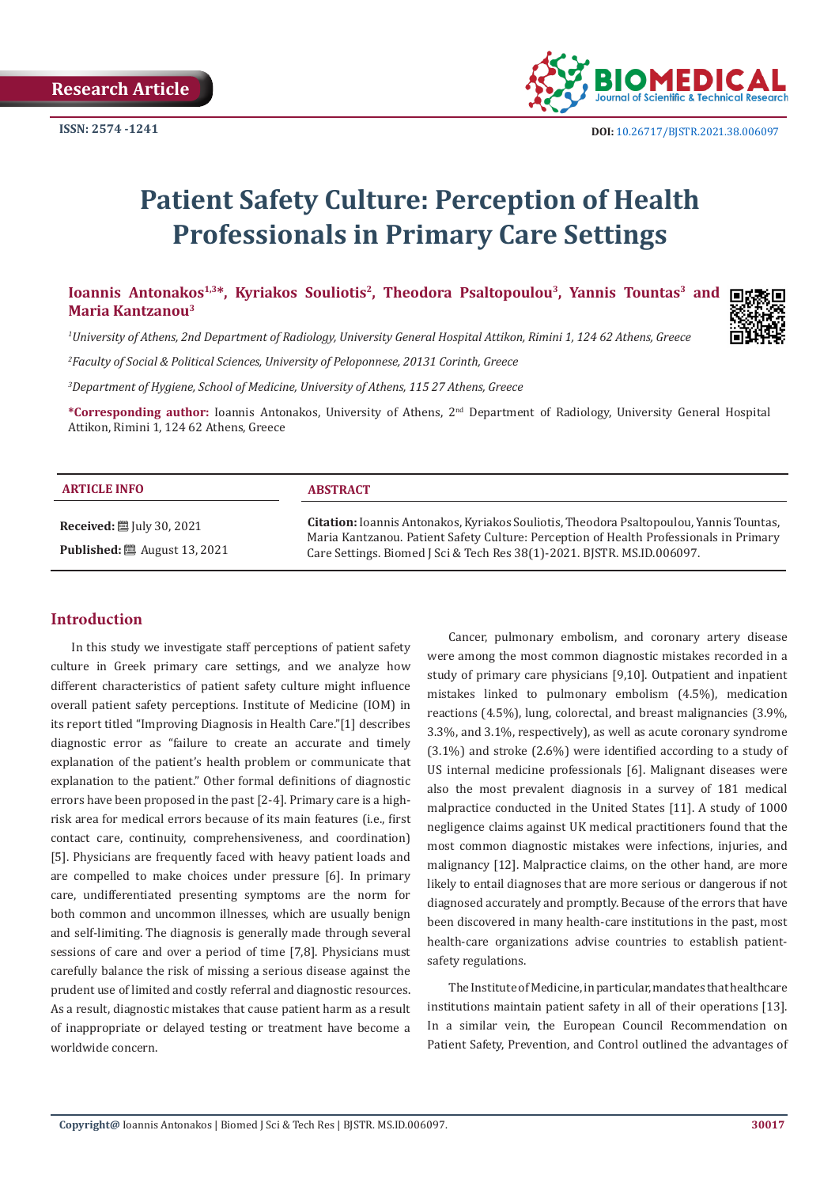Research Article

ISSN: 2574 -1241

DOI: 10.26717/BJSTR.2021.38.006097

# Patient Safety Culture: Perception of Health Professionals in Primary Care Settings

**Ioannis Antonakos[1,3]*, Kyriakos Souliotis[2], Theodora Psaltopoulou[3], Yannis Tountas[3] and Maria Kantzanou[3]**

*[1]University of Athens, 2nd Department of Radiology, University General Hospital Attikon, Rimini 1, 124 62 Athens, Greece*

*[2]Faculty of Social & Political Sciences, University of Peloponnese, 20131 Corinth, Greece*

*[3]Department of Hygiene, School of Medicine, University of Athens, 115 27 Athens, Greece*

**\*Corresponding author:** Ioannis Antonakos, University of Athens, 2nd Department of Radiology, University General Hospital Attikon, Rimini 1, 124 62 Athens, Greece

**ARTICLE INFO**

**Received:** July 30, 2021

**Published:** August 13, 2021

**ABSTRACT**

**Citation:** Ioannis Antonakos, Kyriakos Souliotis, Theodora Psaltopoulou, Yannis Tountas, Maria Kantzanou. Patient Safety Culture: Perception of Health Professionals in Primary Care Settings. Biomed J Sci & Tech Res 38(1)-2021. BJSTR. MS.ID.006097.

## Introduction

In this study we investigate staff perceptions of patient safety culture in Greek primary care settings, and we analyze how different characteristics of patient safety culture might influence overall patient safety perceptions. Institute of Medicine (IOM) in its report titled "Improving Diagnosis in Health Care."[1] describes diagnostic error as "failure to create an accurate and timely explanation of the patient's health problem or communicate that explanation to the patient." Other formal definitions of diagnostic errors have been proposed in the past [2-4]. Primary care is a high-risk area for medical errors because of its main features (i.e., first contact care, continuity, comprehensiveness, and coordination) [5]. Physicians are frequently faced with heavy patient loads and are compelled to make choices under pressure [6]. In primary care, undifferentiated presenting symptoms are the norm for both common and uncommon illnesses, which are usually benign and self-limiting. The diagnosis is generally made through several sessions of care and over a period of time [7,8]. Physicians must carefully balance the risk of missing a serious disease against the prudent use of limited and costly referral and diagnostic resources. As a result, diagnostic mistakes that cause patient harm as a result of inappropriate or delayed testing or treatment have become a worldwide concern.

Cancer, pulmonary embolism, and coronary artery disease were among the most common diagnostic mistakes recorded in a study of primary care physicians [9,10]. Outpatient and inpatient mistakes linked to pulmonary embolism (4.5%), medication reactions (4.5%), lung, colorectal, and breast malignancies (3.9%, 3.3%, and 3.1%, respectively), as well as acute coronary syndrome (3.1%) and stroke (2.6%) were identified according to a study of US internal medicine professionals [6]. Malignant diseases were also the most prevalent diagnosis in a survey of 181 medical malpractice conducted in the United States [11]. A study of 1000 negligence claims against UK medical practitioners found that the most common diagnostic mistakes were infections, injuries, and malignancy [12]. Malpractice claims, on the other hand, are more likely to entail diagnoses that are more serious or dangerous if not diagnosed accurately and promptly. Because of the errors that have been discovered in many health-care institutions in the past, most health-care organizations advise countries to establish patient-safety regulations.

The Institute of Medicine, in particular, mandates that healthcare institutions maintain patient safety in all of their operations [13]. In a similar vein, the European Council Recommendation on Patient Safety, Prevention, and Control outlined the advantages of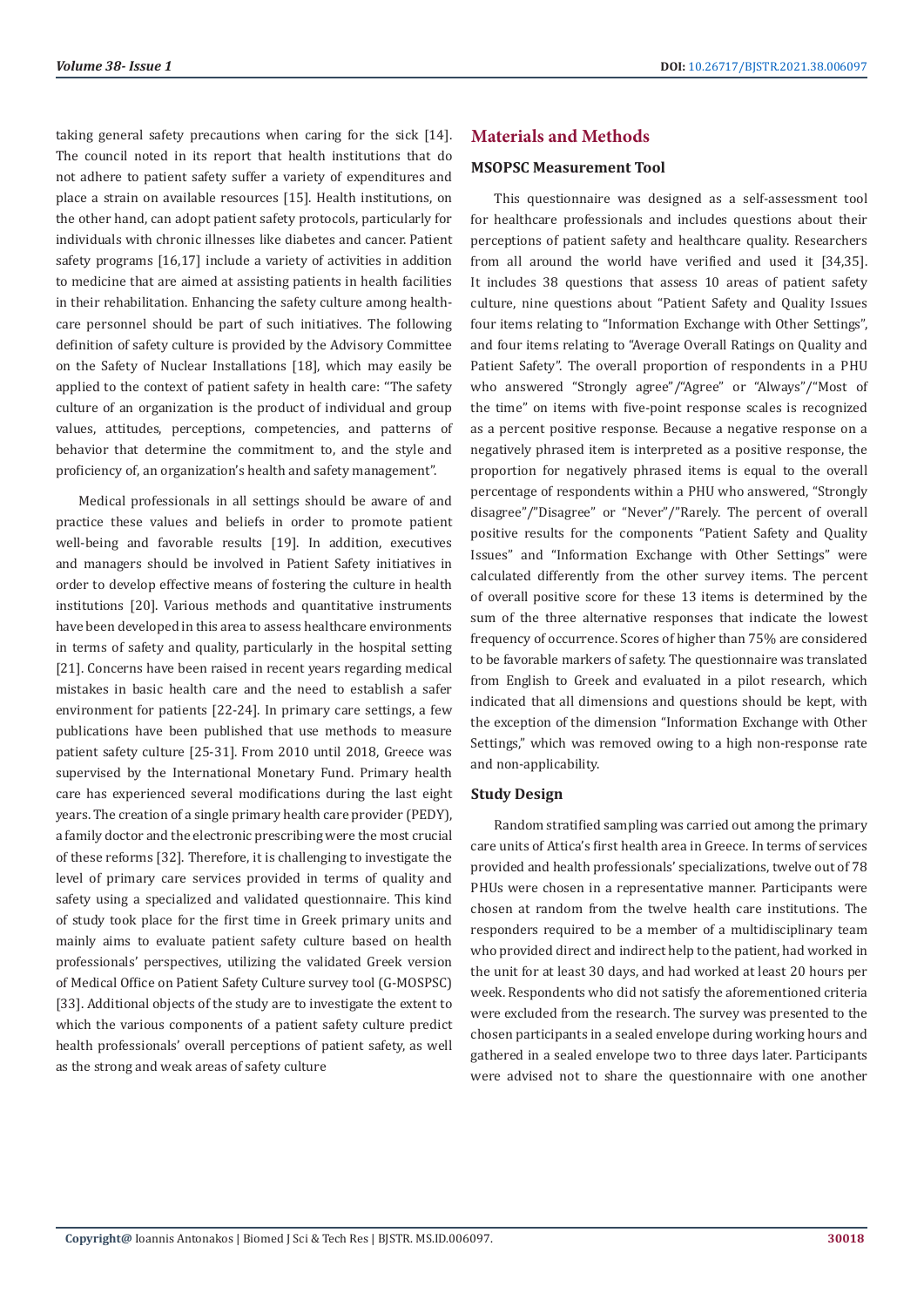taking general safety precautions when caring for the sick [14]. The council noted in its report that health institutions that do not adhere to patient safety suffer a variety of expenditures and place a strain on available resources [15]. Health institutions, on the other hand, can adopt patient safety protocols, particularly for individuals with chronic illnesses like diabetes and cancer. Patient safety programs [16,17] include a variety of activities in addition to medicine that are aimed at assisting patients in health facilities in their rehabilitation. Enhancing the safety culture among healthcare personnel should be part of such initiatives. The following definition of safety culture is provided by the Advisory Committee on the Safety of Nuclear Installations [18], which may easily be applied to the context of patient safety in health care: "The safety culture of an organization is the product of individual and group values, attitudes, perceptions, competencies, and patterns of behavior that determine the commitment to, and the style and proficiency of, an organization's health and safety management".

Medical professionals in all settings should be aware of and practice these values and beliefs in order to promote patient well-being and favorable results [19]. In addition, executives and managers should be involved in Patient Safety initiatives in order to develop effective means of fostering the culture in health institutions [20]. Various methods and quantitative instruments have been developed in this area to assess healthcare environments in terms of safety and quality, particularly in the hospital setting [21]. Concerns have been raised in recent years regarding medical mistakes in basic health care and the need to establish a safer environment for patients [22-24]. In primary care settings, a few publications have been published that use methods to measure patient safety culture [25-31]. From 2010 until 2018, Greece was supervised by the International Monetary Fund. Primary health care has experienced several modifications during the last eight years. The creation of a single primary health care provider (PEDY), a family doctor and the electronic prescribing were the most crucial of these reforms [32]. Therefore, it is challenging to investigate the level of primary care services provided in terms of quality and safety using a specialized and validated questionnaire. This kind of study took place for the first time in Greek primary units and mainly aims to evaluate patient safety culture based on health professionals' perspectives, utilizing the validated Greek version of Medical Office on Patient Safety Culture survey tool (G-MOSPSC) [33]. Additional objects of the study are to investigate the extent to which the various components of a patient safety culture predict health professionals' overall perceptions of patient safety, as well as the strong and weak areas of safety culture

## Materials and Methods

### MSOPSC Measurement Tool

This questionnaire was designed as a self-assessment tool for healthcare professionals and includes questions about their perceptions of patient safety and healthcare quality. Researchers from all around the world have verified and used it [34,35]. It includes 38 questions that assess 10 areas of patient safety culture, nine questions about "Patient Safety and Quality Issues four items relating to "Information Exchange with Other Settings", and four items relating to "Average Overall Ratings on Quality and Patient Safety". The overall proportion of respondents in a PHU who answered "Strongly agree"/"Agree" or "Always"/"Most of the time" on items with five-point response scales is recognized as a percent positive response. Because a negative response on a negatively phrased item is interpreted as a positive response, the proportion for negatively phrased items is equal to the overall percentage of respondents within a PHU who answered, "Strongly disagree"/"Disagree" or "Never"/"Rarely. The percent of overall positive results for the components "Patient Safety and Quality Issues" and "Information Exchange with Other Settings" were calculated differently from the other survey items. The percent of overall positive score for these 13 items is determined by the sum of the three alternative responses that indicate the lowest frequency of occurrence. Scores of higher than 75% are considered to be favorable markers of safety. The questionnaire was translated from English to Greek and evaluated in a pilot research, which indicated that all dimensions and questions should be kept, with the exception of the dimension "Information Exchange with Other Settings," which was removed owing to a high non-response rate and non-applicability.

### Study Design

Random stratified sampling was carried out among the primary care units of Attica's first health area in Greece. In terms of services provided and health professionals' specializations, twelve out of 78 PHUs were chosen in a representative manner. Participants were chosen at random from the twelve health care institutions. The responders required to be a member of a multidisciplinary team who provided direct and indirect help to the patient, had worked in the unit for at least 30 days, and had worked at least 20 hours per week. Respondents who did not satisfy the aforementioned criteria were excluded from the research. The survey was presented to the chosen participants in a sealed envelope during working hours and gathered in a sealed envelope two to three days later. Participants were advised not to share the questionnaire with one another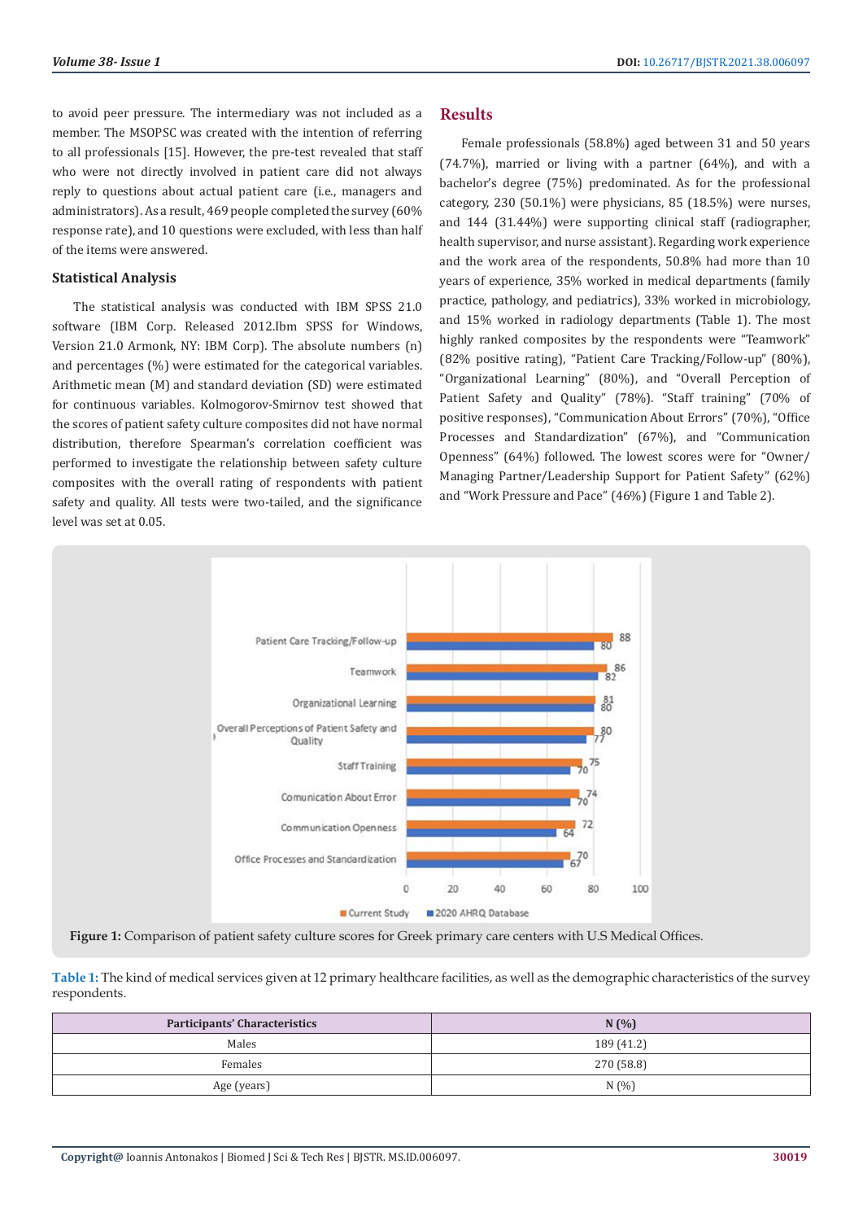to avoid peer pressure. The intermediary was not included as a member. The MSOPSC was created with the intention of referring to all professionals [15]. However, the pre-test revealed that staff who were not directly involved in patient care did not always reply to questions about actual patient care (i.e., managers and administrators). As a result, 469 people completed the survey (60% response rate), and 10 questions were excluded, with less than half of the items were answered.

### Statistical Analysis

The statistical analysis was conducted with IBM SPSS 21.0 software (IBM Corp. Released 2012.Ibm SPSS for Windows, Version 21.0 Armonk, NY: IBM Corp). The absolute numbers (n) and percentages (%) were estimated for the categorical variables. Arithmetic mean (M) and standard deviation (SD) were estimated for continuous variables. Kolmogorov-Smirnov test showed that the scores of patient safety culture composites did not have normal distribution, therefore Spearman's correlation coefficient was performed to investigate the relationship between safety culture composites with the overall rating of respondents with patient safety and quality. All tests were two-tailed, and the significance level was set at 0.05.

## Results

Female professionals (58.8%) aged between 31 and 50 years (74.7%), married or living with a partner (64%), and with a bachelor's degree (75%) predominated. As for the professional category, 230 (50.1%) were physicians, 85 (18.5%) were nurses, and 144 (31.44%) were supporting clinical staff (radiographer, health supervisor, and nurse assistant). Regarding work experience and the work area of the respondents, 50.8% had more than 10 years of experience, 35% worked in medical departments (family practice, pathology, and pediatrics), 33% worked in microbiology, and 15% worked in radiology departments (Table 1). The most highly ranked composites by the respondents were "Teamwork" (82% positive rating), "Patient Care Tracking/Follow-up" (80%), "Organizational Learning" (80%), and "Overall Perception of Patient Safety and Quality" (78%). "Staff training" (70% of positive responses), "Communication About Errors" (70%), "Office Processes and Standardization" (67%), and "Communication Openness" (64%) followed. The lowest scores were for "Owner/ Managing Partner/Leadership Support for Patient Safety" (62%) and "Work Pressure and Pace" (46%) (Figure 1 and Table 2).

**Figure 1:** Comparison of patient safety culture scores for Greek primary care centers with U.S Medical Offices.

**Table 1:** The kind of medical services given at 12 primary healthcare facilities, as well as the demographic characteristics of the survey respondents.

| Participants' Characteristics | N (%) |
|---|---|
| Males | 189 (41.2) |
| Females | 270 (58.8) |
| Age (years) | N (%) |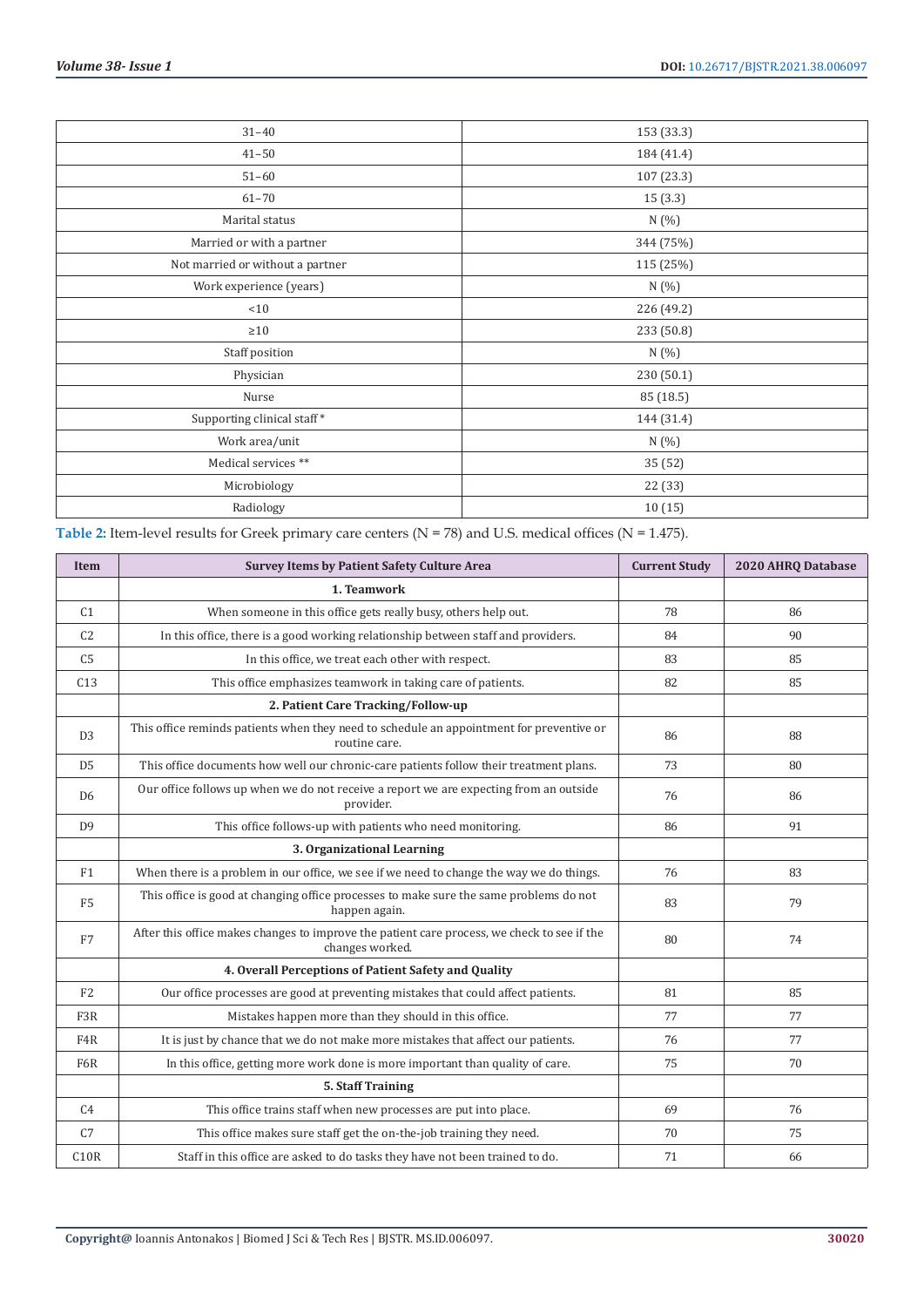| 31–40 | 153 (33.3) |
|---|---|
| 41–50 | 184 (41.4) |
| 51–60 | 107 (23.3) |
| 61–70 | 15 (3.3) |
| Marital status | N (%) |
| Married or with a partner | 344 (75%) |
| Not married or without a partner | 115 (25%) |
| Work experience (years) | N (%) |
| <10 | 226 (49.2) |
| ≥10 | 233 (50.8) |
| Staff position | N (%) |
| Physician | 230 (50.1) |
| Nurse | 85 (18.5) |
| Supporting clinical staff* | 144 (31.4) |
| Work area/unit | N (%) |
| Medical services ** | 35 (52) |
| Microbiology | 22 (33) |
| Radiology | 10 (15) |

**Table 2:** Item-level results for Greek primary care centers (N = 78) and U.S. medical offices (N = 1.475).

| Item | Survey Items by Patient Safety Culture Area | Current Study | 2020 AHRQ Database |
|---|---|---|---|
| | **1. Teamwork** | | |
| C1 | When someone in this office gets really busy, others help out. | 78 | 86 |
| C2 | In this office, there is a good working relationship between staff and providers. | 84 | 90 |
| C5 | In this office, we treat each other with respect. | 83 | 85 |
| C13 | This office emphasizes teamwork in taking care of patients. | 82 | 85 |
| | **2. Patient Care Tracking/Follow-up** | | |
| D3 | This office reminds patients when they need to schedule an appointment for preventive or routine care. | 86 | 88 |
| D5 | This office documents how well our chronic-care patients follow their treatment plans. | 73 | 80 |
| D6 | Our office follows up when we do not receive a report we are expecting from an outside provider. | 76 | 86 |
| D9 | This office follows-up with patients who need monitoring. | 86 | 91 |
| | **3. Organizational Learning** | | |
| F1 | When there is a problem in our office, we see if we need to change the way we do things. | 76 | 83 |
| F5 | This office is good at changing office processes to make sure the same problems do not happen again. | 83 | 79 |
| F7 | After this office makes changes to improve the patient care process, we check to see if the changes worked. | 80 | 74 |
| | **4. Overall Perceptions of Patient Safety and Quality** | | |
| F2 | Our office processes are good at preventing mistakes that could affect patients. | 81 | 85 |
| F3R | Mistakes happen more than they should in this office. | 77 | 77 |
| F4R | It is just by chance that we do not make more mistakes that affect our patients. | 76 | 77 |
| F6R | In this office, getting more work done is more important than quality of care. | 75 | 70 |
| | **5. Staff Training** | | |
| C4 | This office trains staff when new processes are put into place. | 69 | 76 |
| C7 | This office makes sure staff get the on-the-job training they need. | 70 | 75 |
| C10R | Staff in this office are asked to do tasks they have not been trained to do. | 71 | 66 |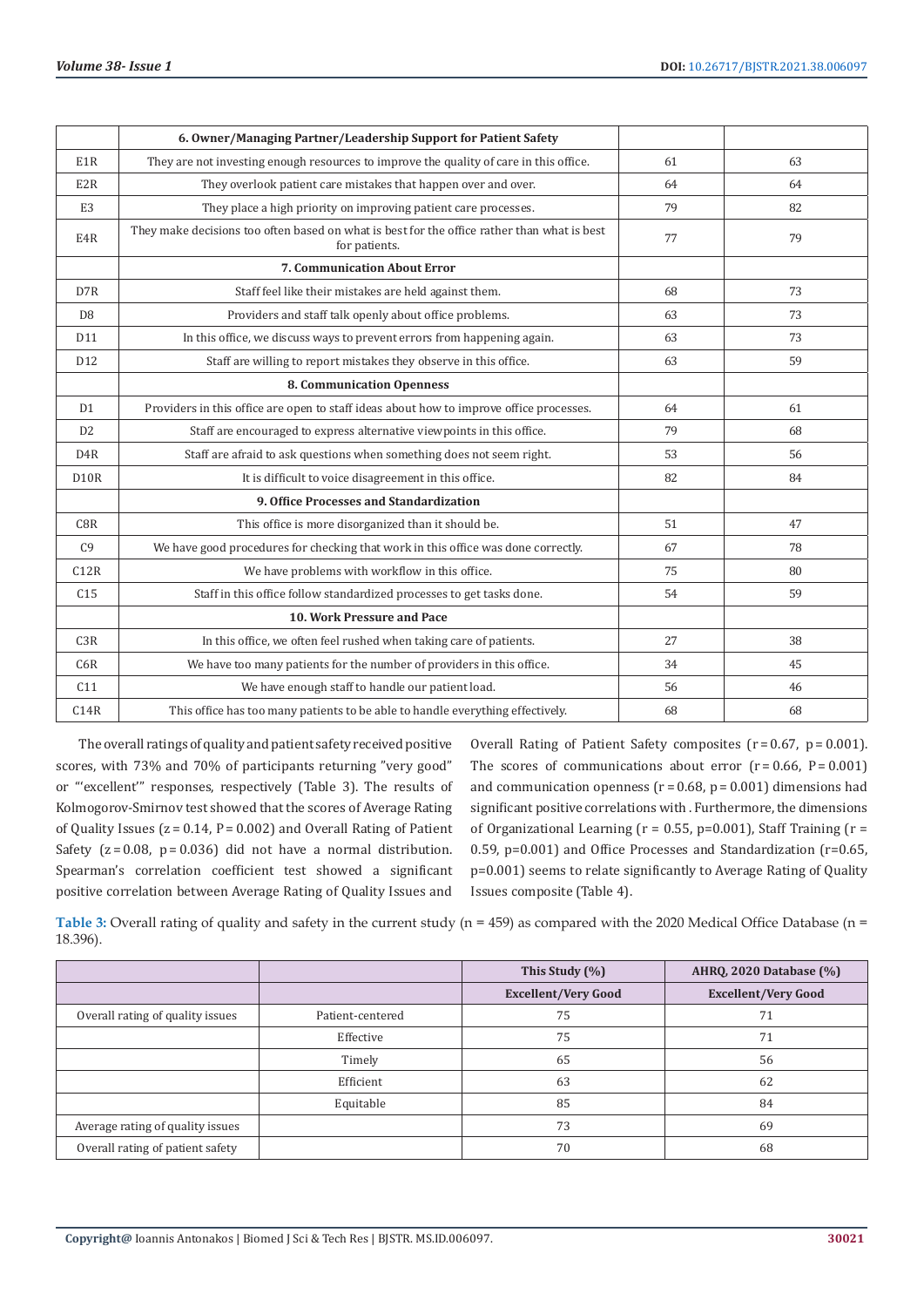| | 6. Owner/Managing Partner/Leadership Support for Patient Safety | | |
|---|---|---|---|
| E1R | They are not investing enough resources to improve the quality of care in this office. | 61 | 63 |
| E2R | They overlook patient care mistakes that happen over and over. | 64 | 64 |
| E3 | They place a high priority on improving patient care processes. | 79 | 82 |
| E4R | They make decisions too often based on what is best for the office rather than what is best for patients. | 77 | 79 |
| | **7. Communication About Error** | | |
| D7R | Staff feel like their mistakes are held against them. | 68 | 73 |
| D8 | Providers and staff talk openly about office problems. | 63 | 73 |
| D11 | In this office, we discuss ways to prevent errors from happening again. | 63 | 73 |
| D12 | Staff are willing to report mistakes they observe in this office. | 63 | 59 |
| | **8. Communication Openness** | | |
| D1 | Providers in this office are open to staff ideas about how to improve office processes. | 64 | 61 |
| D2 | Staff are encouraged to express alternative viewpoints in this office. | 79 | 68 |
| D4R | Staff are afraid to ask questions when something does not seem right. | 53 | 56 |
| D10R | It is difficult to voice disagreement in this office. | 82 | 84 |
| | **9. Office Processes and Standardization** | | |
| C8R | This office is more disorganized than it should be. | 51 | 47 |
| C9 | We have good procedures for checking that work in this office was done correctly. | 67 | 78 |
| C12R | We have problems with workflow in this office. | 75 | 80 |
| C15 | Staff in this office follow standardized processes to get tasks done. | 54 | 59 |
| | **10. Work Pressure and Pace** | | |
| C3R | In this office, we often feel rushed when taking care of patients. | 27 | 38 |
| C6R | We have too many patients for the number of providers in this office. | 34 | 45 |
| C11 | We have enough staff to handle our patient load. | 56 | 46 |
| C14R | This office has too many patients to be able to handle everything effectively. | 68 | 68 |

The overall ratings of quality and patient safety received positive scores, with 73% and 70% of participants returning "very good" or "'excellent'" responses, respectively (Table 3). The results of Kolmogorov-Smirnov test showed that the scores of Average Rating of Quality Issues ($z = 0.14$, $P = 0.002$) and Overall Rating of Patient Safety ($z = 0.08$, $p = 0.036$) did not have a normal distribution. Spearman's correlation coefficient test showed a significant positive correlation between Average Rating of Quality Issues and Overall Rating of Patient Safety composites ($r = 0.67$, $p = 0.001$). The scores of communications about error ($r = 0.66$, $P = 0.001$) and communication openness ($r = 0.68$, $p = 0.001$) dimensions had significant positive correlations with . Furthermore, the dimensions of Organizational Learning ($r = 0.55$, $p=0.001$), Staff Training ($r = 0.59$, $p=0.001$) and Office Processes and Standardization ($r=0.65$, $p=0.001$) seems to relate significantly to Average Rating of Quality Issues composite (Table 4).

**Table 3:** Overall rating of quality and safety in the current study (n = 459) as compared with the 2020 Medical Office Database (n = 18.396).

| | | This Study (%) | AHRQ, 2020 Database (%) |
|---|---|---|---|
| | | Excellent/Very Good | Excellent/Very Good |
| Overall rating of quality issues | Patient-centered | 75 | 71 |
| | Effective | 75 | 71 |
| | Timely | 65 | 56 |
| | Efficient | 63 | 62 |
| | Equitable | 85 | 84 |
| Average rating of quality issues | | 73 | 69 |
| Overall rating of patient safety | | 70 | 68 |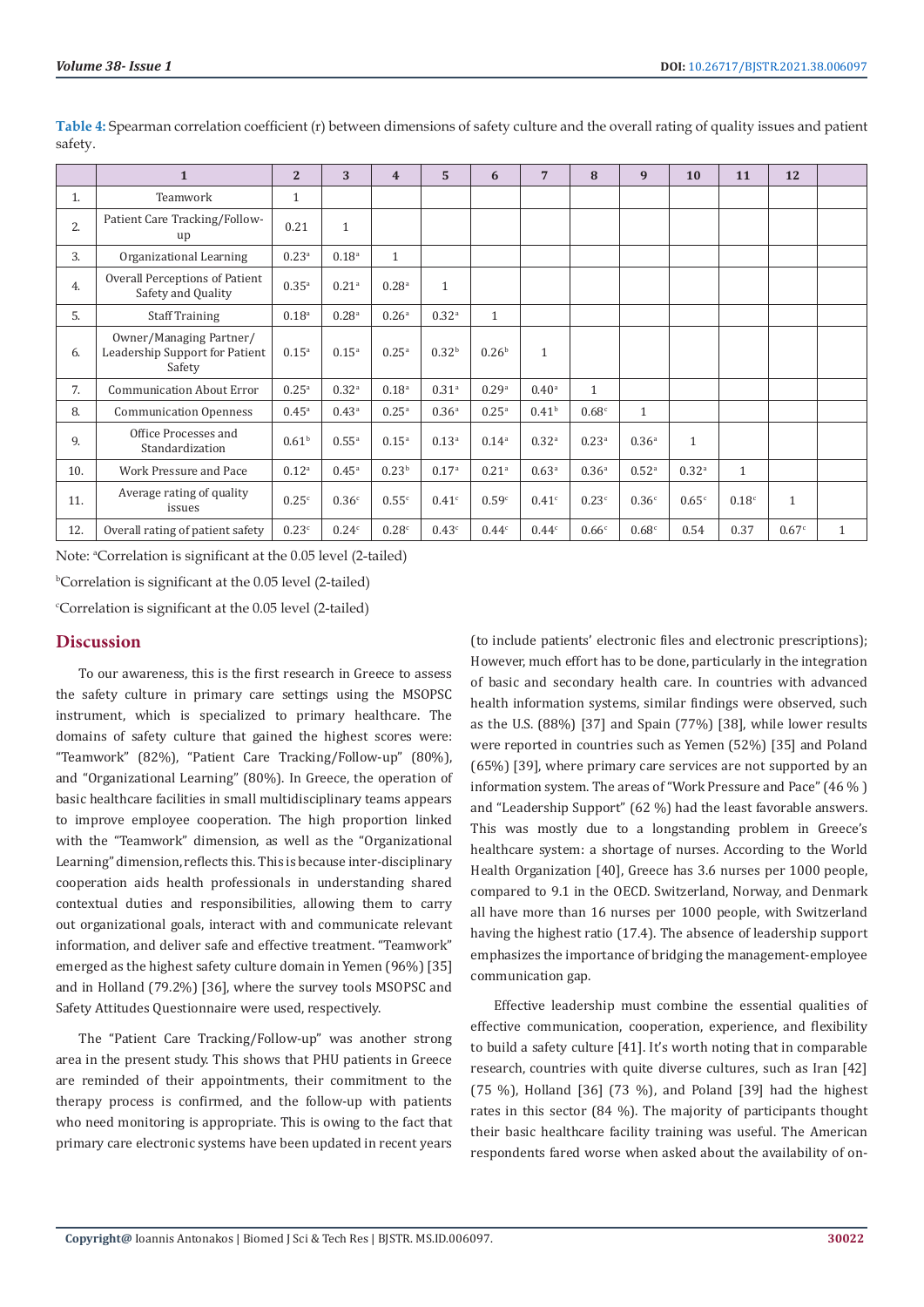**Table 4:** Spearman correlation coefficient (r) between dimensions of safety culture and the overall rating of quality issues and patient safety.

| | 1 | 2 | 3 | 4 | 5 | 6 | 7 | 8 | 9 | 10 | 11 | 12 | |
|---|---|---|---|---|---|---|---|---|---|---|---|---|---|
| 1. | Teamwork | 1 | | | | | | | | | | | |
| 2. | Patient Care Tracking/Follow-up | 0.21 | 1 | | | | | | | | | | |
| 3. | Organizational Learning | 0.23[a] | 0.18[a] | 1 | | | | | | | | | |
| 4. | Overall Perceptions of Patient Safety and Quality | 0.35[a] | 0.21[a] | 0.28[a] | 1 | | | | | | | | |
| 5. | Staff Training | 0.18[a] | 0.28[a] | 0.26[a] | 0.32[a] | 1 | | | | | | | |
| 6. | Owner/Managing Partner/ Leadership Support for Patient Safety | 0.15[a] | 0.15[a] | 0.25[a] | 0.32[b] | 0.26[b] | 1 | | | | | | |
| 7. | Communication About Error | 0.25[a] | 0.32[a] | 0.18[a] | 0.31[a] | 0.29[a] | 0.40[a] | 1 | | | | | |
| 8. | Communication Openness | 0.45[a] | 0.43[a] | 0.25[a] | 0.36[a] | 0.25[a] | 0.41[b] | 0.68[c] | 1 | | | | |
| 9. | Office Processes and Standardization | 0.61[b] | 0.55[a] | 0.15[a] | 0.13[a] | 0.14[a] | 0.32[a] | 0.23[a] | 0.36[a] | 1 | | | |
| 10. | Work Pressure and Pace | 0.12[a] | 0.45[a] | 0.23[b] | 0.17[a] | 0.21[a] | 0.63[a] | 0.36[a] | 0.52[a] | 0.32[a] | 1 | | |
| 11. | Average rating of quality issues | 0.25[c] | 0.36[c] | 0.55[c] | 0.41[c] | 0.59[c] | 0.41[c] | 0.23[c] | 0.36[c] | 0.65[c] | 0.18[c] | 1 | |
| 12. | Overall rating of patient safety | 0.23[c] | 0.24[c] | 0.28[c] | 0.43[c] | 0.44[c] | 0.44[c] | 0.66[c] | 0.68[c] | 0.54 | 0.37 | 0.67[c] | 1 |

Note: [a]Correlation is significant at the 0.05 level (2-tailed)

[b]Correlation is significant at the 0.05 level (2-tailed)

[c]Correlation is significant at the 0.05 level (2-tailed)

## Discussion

To our awareness, this is the first research in Greece to assess the safety culture in primary care settings using the MSOPSC instrument, which is specialized to primary healthcare. The domains of safety culture that gained the highest scores were: "Teamwork" (82%), "Patient Care Tracking/Follow-up" (80%), and "Organizational Learning" (80%). In Greece, the operation of basic healthcare facilities in small multidisciplinary teams appears to improve employee cooperation. The high proportion linked with the "Teamwork" dimension, as well as the "Organizational Learning" dimension, reflects this. This is because inter-disciplinary cooperation aids health professionals in understanding shared contextual duties and responsibilities, allowing them to carry out organizational goals, interact with and communicate relevant information, and deliver safe and effective treatment. "Teamwork" emerged as the highest safety culture domain in Yemen (96%) [35] and in Holland (79.2%) [36], where the survey tools MSOPSC and Safety Attitudes Questionnaire were used, respectively.

The "Patient Care Tracking/Follow-up" was another strong area in the present study. This shows that PHU patients in Greece are reminded of their appointments, their commitment to the therapy process is confirmed, and the follow-up with patients who need monitoring is appropriate. This is owing to the fact that primary care electronic systems have been updated in recent years (to include patients' electronic files and electronic prescriptions); However, much effort has to be done, particularly in the integration of basic and secondary health care. In countries with advanced health information systems, similar findings were observed, such as the U.S. (88%) [37] and Spain (77%) [38], while lower results were reported in countries such as Yemen (52%) [35] and Poland (65%) [39], where primary care services are not supported by an information system. The areas of "Work Pressure and Pace" (46 % ) and "Leadership Support" (62 %) had the least favorable answers. This was mostly due to a longstanding problem in Greece's healthcare system: a shortage of nurses. According to the World Health Organization [40], Greece has 3.6 nurses per 1000 people, compared to 9.1 in the OECD. Switzerland, Norway, and Denmark all have more than 16 nurses per 1000 people, with Switzerland having the highest ratio (17.4). The absence of leadership support emphasizes the importance of bridging the management-employee communication gap.

Effective leadership must combine the essential qualities of effective communication, cooperation, experience, and flexibility to build a safety culture [41]. It's worth noting that in comparable research, countries with quite diverse cultures, such as Iran [42] (75 %), Holland [36] (73 %), and Poland [39] had the highest rates in this sector (84 %). The majority of participants thought their basic healthcare facility training was useful. The American respondents fared worse when asked about the availability of on-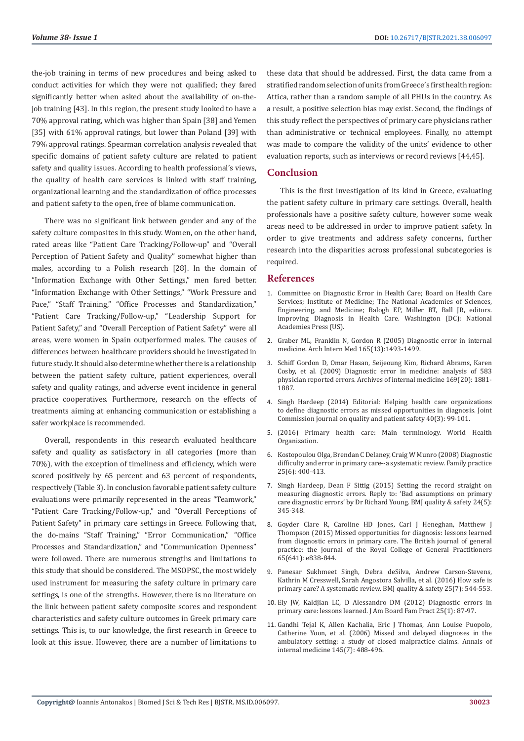the-job training in terms of new procedures and being asked to conduct activities for which they were not qualified; they fared significantly better when asked about the availability of on-the-job training [43]. In this region, the present study looked to have a 70% approval rating, which was higher than Spain [38] and Yemen [35] with 61% approval ratings, but lower than Poland [39] with 79% approval ratings. Spearman correlation analysis revealed that specific domains of patient safety culture are related to patient safety and quality issues. According to health professional's views, the quality of health care services is linked with staff training, organizational learning and the standardization of office processes and patient safety to the open, free of blame communication.

There was no significant link between gender and any of the safety culture composites in this study. Women, on the other hand, rated areas like "Patient Care Tracking/Follow-up" and "Overall Perception of Patient Safety and Quality" somewhat higher than males, according to a Polish research [28]. In the domain of "Information Exchange with Other Settings," men fared better. "Information Exchange with Other Settings," "Work Pressure and Pace," "Staff Training," "Office Processes and Standardization," "Patient Care Tracking/Follow-up," "Leadership Support for Patient Safety," and "Overall Perception of Patient Safety" were all areas, were women in Spain outperformed males. The causes of differences between healthcare providers should be investigated in future study. It should also determine whether there is a relationship between the patient safety culture, patient experiences, overall safety and quality ratings, and adverse event incidence in general practice cooperatives. Furthermore, research on the effects of treatments aiming at enhancing communication or establishing a safer workplace is recommended.

Overall, respondents in this research evaluated healthcare safety and quality as satisfactory in all categories (more than 70%), with the exception of timeliness and efficiency, which were scored positively by 65 percent and 63 percent of respondents, respectively (Table 3). In conclusion favorable patient safety culture evaluations were primarily represented in the areas "Teamwork," "Patient Care Tracking/Follow-up," and "Overall Perceptions of Patient Safety" in primary care settings in Greece. Following that, the do-mains "Staff Training," "Error Communication," "Office Processes and Standardization," and "Communication Openness" were followed. There are numerous strengths and limitations to this study that should be considered. The MSOPSC, the most widely used instrument for measuring the safety culture in primary care settings, is one of the strengths. However, there is no literature on the link between patient safety composite scores and respondent characteristics and safety culture outcomes in Greek primary care settings. This is, to our knowledge, the first research in Greece to look at this issue. However, there are a number of limitations to these data that should be addressed. First, the data came from a stratified random selection of units from Greece's first health region: Attica, rather than a random sample of all PHUs in the country. As a result, a positive selection bias may exist. Second, the findings of this study reflect the perspectives of primary care physicians rather than administrative or technical employees. Finally, no attempt was made to compare the validity of the units' evidence to other evaluation reports, such as interviews or record reviews [44,45].

## Conclusion

This is the first investigation of its kind in Greece, evaluating the patient safety culture in primary care settings. Overall, health professionals have a positive safety culture, however some weak areas need to be addressed in order to improve patient safety. In order to give treatments and address safety concerns, further research into the disparities across professional subcategories is required.

## References

1. Committee on Diagnostic Error in Health Care; Board on Health Care Services; Institute of Medicine; The National Academies of Sciences, Engineering, and Medicine; Balogh EP, Miller BT, Ball JR, editors. Improving Diagnosis in Health Care. Washington (DC): National Academies Press (US).
2. Graber ML, Franklin N, Gordon R (2005) Diagnostic error in internal medicine. Arch Intern Med 165(13):1493-1499.
3. Schiff Gordon D, Omar Hasan, Seijeoung Kim, Richard Abrams, Karen Cosby, et al. (2009) Diagnostic error in medicine: analysis of 583 physician reported errors. Archives of internal medicine 169(20): 1881-1887.
4. Singh Hardeep (2014) Editorial: Helping health care organizations to define diagnostic errors as missed opportunities in diagnosis. Joint Commission journal on quality and patient safety 40(3): 99-101.
5. (2016) Primary health care: Main terminology. World Health Organization.
6. Kostopoulou Olga, Brendan C Delaney, Craig W Munro (2008) Diagnostic difficulty and error in primary care--a systematic review. Family practice 25(6): 400-413.
7. Singh Hardeep, Dean F Sittig (2015) Setting the record straight on measuring diagnostic errors. Reply to: 'Bad assumptions on primary care diagnostic errors' by Dr Richard Young. BMJ quality & safety 24(5): 345-348.
8. Goyder Clare R, Caroline HD Jones, Carl J Heneghan, Matthew J Thompson (2015) Missed opportunities for diagnosis: lessons learned from diagnostic errors in primary care. The British journal of general practice: the journal of the Royal College of General Practitioners 65(641): e838-844.
9. Panesar Sukhmeet Singh, Debra deSilva, Andrew Carson-Stevens, Kathrin M Cresswell, Sarah Angostora Salvilla, et al. (2016) How safe is primary care? A systematic review. BMJ quality & safety 25(7): 544-553.
10. Ely JW, Kaldjian LC, D Alessandro DM (2012) Diagnostic errors in primary care: lessons learned. J Am Board Fam Pract 25(1): 87-97.
11. Gandhi Tejal K, Allen Kachalia, Eric J Thomas, Ann Louise Puopolo, Catherine Yoon, et al. (2006) Missed and delayed diagnoses in the ambulatory setting: a study of closed malpractice claims. Annals of internal medicine 145(7): 488-496.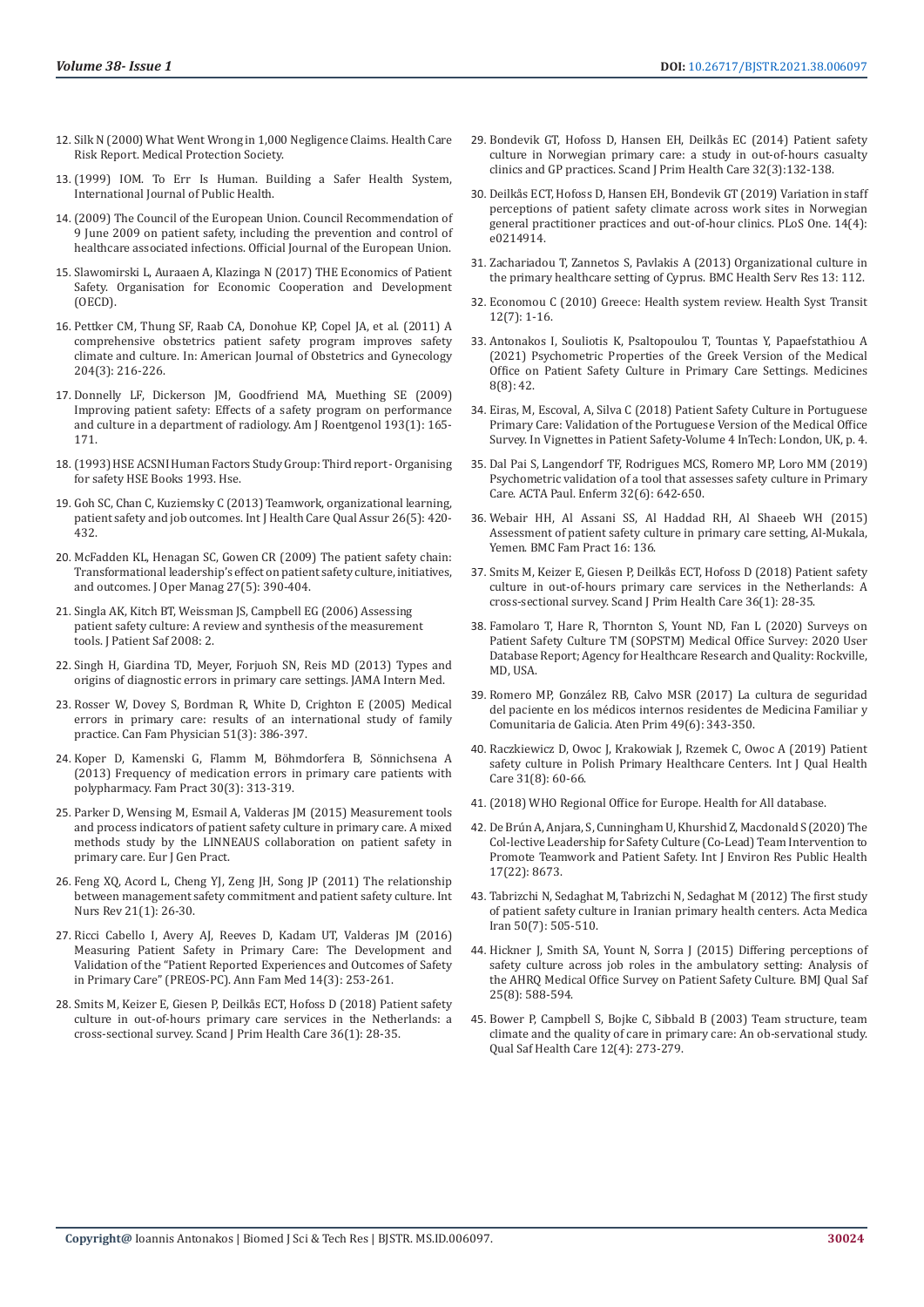12. Silk N (2000) What Went Wrong in 1,000 Negligence Claims. Health Care Risk Report. Medical Protection Society.

13. (1999) IOM. To Err Is Human. Building a Safer Health System, International Journal of Public Health.

14. (2009) The Council of the European Union. Council Recommendation of 9 June 2009 on patient safety, including the prevention and control of healthcare associated infections. Official Journal of the European Union.

15. Slawomirski L, Auraaen A, Klazinga N (2017) THE Economics of Patient Safety. Organisation for Economic Cooperation and Development (OECD).

16. Pettker CM, Thung SF, Raab CA, Donohue KP, Copel JA, et al. (2011) A comprehensive obstetrics patient safety program improves safety climate and culture. In: American Journal of Obstetrics and Gynecology 204(3): 216-226.

17. Donnelly LF, Dickerson JM, Goodfriend MA, Muething SE (2009) Improving patient safety: Effects of a safety program on performance and culture in a department of radiology. Am J Roentgenol 193(1): 165-171.

18. (1993) HSE ACSNI Human Factors Study Group: Third report - Organising for safety HSE Books 1993. Hse.

19. Goh SC, Chan C, Kuziemsky C (2013) Teamwork, organizational learning, patient safety and job outcomes. Int J Health Care Qual Assur 26(5): 420-432.

20. McFadden KL, Henagan SC, Gowen CR (2009) The patient safety chain: Transformational leadership's effect on patient safety culture, initiatives, and outcomes. J Oper Manag 27(5): 390-404.

21. Singla AK, Kitch BT, Weissman JS, Campbell EG (2006) Assessing patient safety culture: A review and synthesis of the measurement tools. J Patient Saf 2008: 2.

22. Singh H, Giardina TD, Meyer, Forjuoh SN, Reis MD (2013) Types and origins of diagnostic errors in primary care settings. JAMA Intern Med.

23. Rosser W, Dovey S, Bordman R, White D, Crighton E (2005) Medical errors in primary care: results of an international study of family practice. Can Fam Physician 51(3): 386-397.

24. Koper D, Kamenski G, Flamm M, Böhmdorfera B, Sönnichsena A (2013) Frequency of medication errors in primary care patients with polypharmacy. Fam Pract 30(3): 313-319.

25. Parker D, Wensing M, Esmail A, Valderas JM (2015) Measurement tools and process indicators of patient safety culture in primary care. A mixed methods study by the LINNEAUS collaboration on patient safety in primary care. Eur J Gen Pract.

26. Feng XQ, Acord L, Cheng YJ, Zeng JH, Song JP (2011) The relationship between management safety commitment and patient safety culture. Int Nurs Rev 21(1): 26-30.

27. Ricci Cabello I, Avery AJ, Reeves D, Kadam UT, Valderas JM (2016) Measuring Patient Safety in Primary Care: The Development and Validation of the "Patient Reported Experiences and Outcomes of Safety in Primary Care" (PREOS-PC). Ann Fam Med 14(3): 253-261.

28. Smits M, Keizer E, Giesen P, Deilkås ECT, Hofoss D (2018) Patient safety culture in out-of-hours primary care services in the Netherlands: a cross-sectional survey. Scand J Prim Health Care 36(1): 28-35.

29. Bondevik GT, Hofoss D, Hansen EH, Deilkås EC (2014) Patient safety culture in Norwegian primary care: a study in out-of-hours casualty clinics and GP practices. Scand J Prim Health Care 32(3):132-138.

30. Deilkås ECT, Hofoss D, Hansen EH, Bondevik GT (2019) Variation in staff perceptions of patient safety climate across work sites in Norwegian general practitioner practices and out-of-hour clinics. PLoS One. 14(4): e0214914.

31. Zachariadou T, Zannetos S, Pavlakis A (2013) Organizational culture in the primary healthcare setting of Cyprus. BMC Health Serv Res 13: 112.

32. Economou C (2010) Greece: Health system review. Health Syst Transit 12(7): 1-16.

33. Antonakos I, Souliotis K, Psaltopoulou T, Tountas Y, Papaefstathiou A (2021) Psychometric Properties of the Greek Version of the Medical Office on Patient Safety Culture in Primary Care Settings. Medicines 8(8): 42.

34. Eiras, M, Escoval, A, Silva C (2018) Patient Safety Culture in Portuguese Primary Care: Validation of the Portuguese Version of the Medical Office Survey. In Vignettes in Patient Safety-Volume 4 InTech: London, UK, p. 4.

35. Dal Pai S, Langendorf TF, Rodrigues MCS, Romero MP, Loro MM (2019) Psychometric validation of a tool that assesses safety culture in Primary Care. ACTA Paul. Enferm 32(6): 642-650.

36. Webair HH, Al Assani SS, Al Haddad RH, Al Shaeeb WH (2015) Assessment of patient safety culture in primary care setting, Al-Mukala, Yemen. BMC Fam Pract 16: 136.

37. Smits M, Keizer E, Giesen P, Deilkås ECT, Hofoss D (2018) Patient safety culture in out-of-hours primary care services in the Netherlands: A cross-sectional survey. Scand J Prim Health Care 36(1): 28-35.

38. Famolaro T, Hare R, Thornton S, Yount ND, Fan L (2020) Surveys on Patient Safety Culture TM (SOPSTM) Medical Office Survey: 2020 User Database Report; Agency for Healthcare Research and Quality: Rockville, MD, USA.

39. Romero MP, González RB, Calvo MSR (2017) La cultura de seguridad del paciente en los médicos internos residentes de Medicina Familiar y Comunitaria de Galicia. Aten Prim 49(6): 343-350.

40. Raczkiewicz D, Owoc J, Krakowiak J, Rzemek C, Owoc A (2019) Patient safety culture in Polish Primary Healthcare Centers. Int J Qual Health Care 31(8): 60-66.

41. (2018) WHO Regional Office for Europe. Health for All database.

42. De Brún A, Anjara, S, Cunningham U, Khurshid Z, Macdonald S (2020) The Col-lective Leadership for Safety Culture (Co-Lead) Team Intervention to Promote Teamwork and Patient Safety. Int J Environ Res Public Health 17(22): 8673.

43. Tabrizchi N, Sedaghat M, Tabrizchi N, Sedaghat M (2012) The first study of patient safety culture in Iranian primary health centers. Acta Medica Iran 50(7): 505-510.

44. Hickner J, Smith SA, Yount N, Sorra J (2015) Differing perceptions of safety culture across job roles in the ambulatory setting: Analysis of the AHRQ Medical Office Survey on Patient Safety Culture. BMJ Qual Saf 25(8): 588-594.

45. Bower P, Campbell S, Bojke C, Sibbald B (2003) Team structure, team climate and the quality of care in primary care: An ob-servational study. Qual Saf Health Care 12(4): 273-279.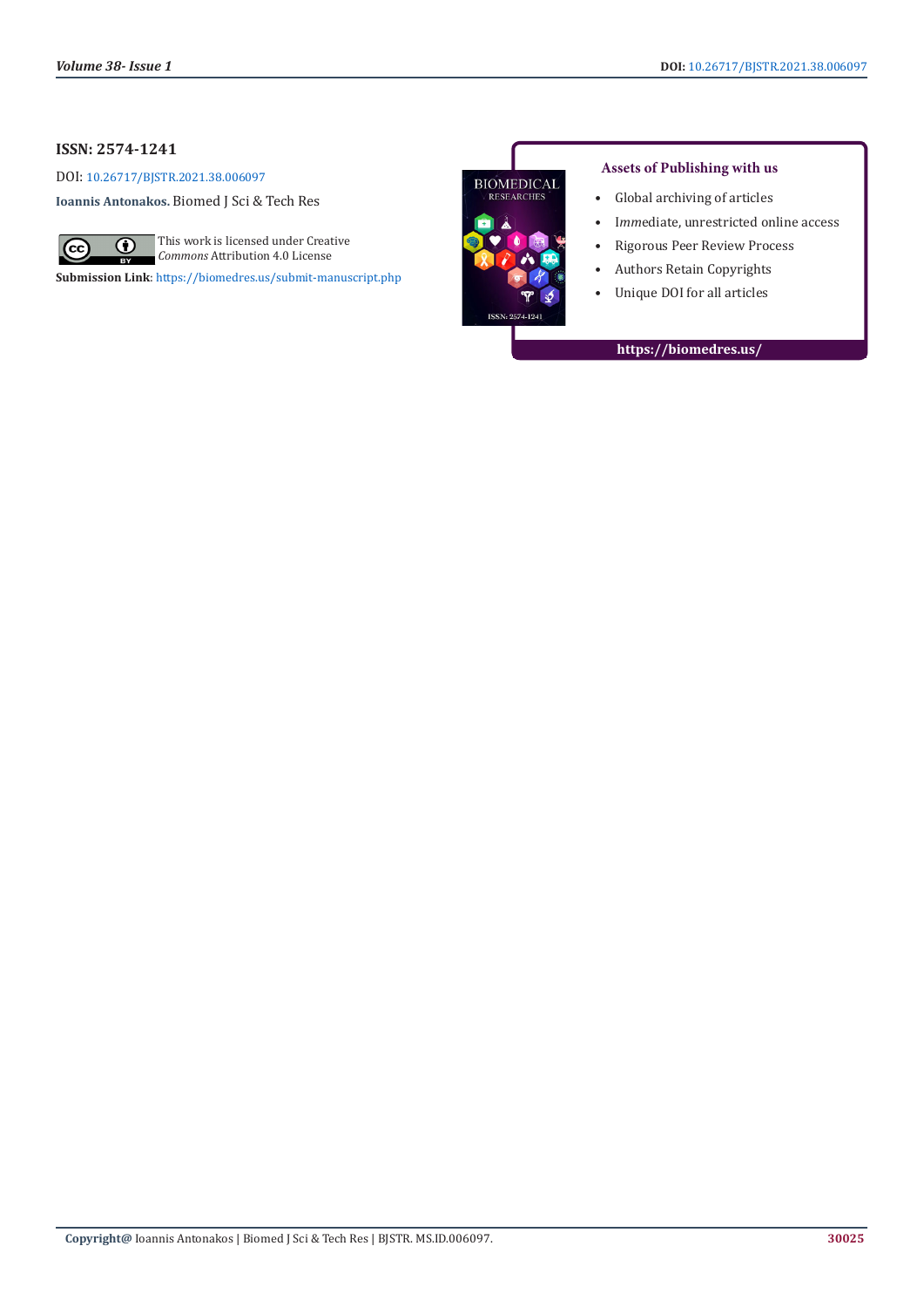**ISSN: 2574-1241**

DOI: 10.26717/BJSTR.2021.38.006097

**Ioannis Antonakos.** Biomed J Sci & Tech Res

This work is licensed under Creative *Commons* Attribution 4.0 License

**Submission Link**: https://biomedres.us/submit-manuscript.php

### Assets of Publishing with us

- Global archiving of articles
- Immediate, unrestricted online access
- Rigorous Peer Review Process
- Authors Retain Copyrights
- Unique DOI for all articles

**https://biomedres.us/**